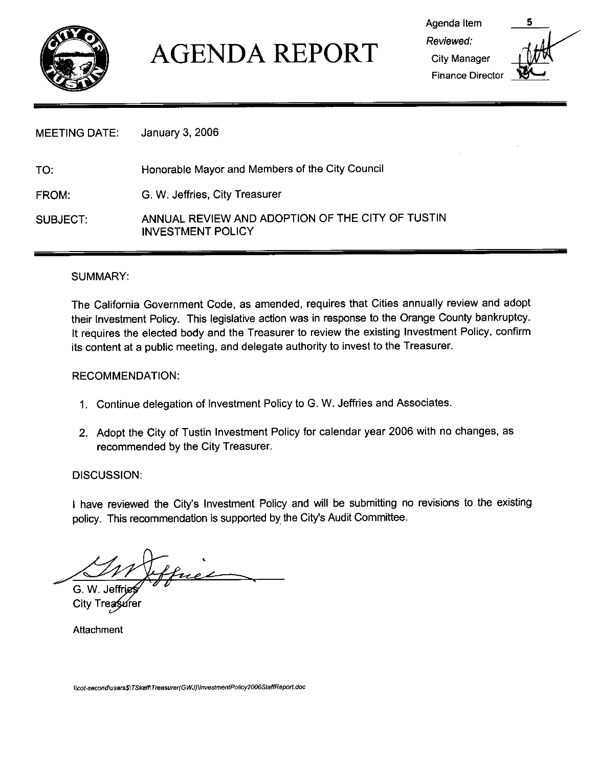# AGENDA REPORT

Agenda Item 5

*Reviewed:*

City Manager

Finance Director

| | |
|---|---|
| MEETING DATE: | January 3, 2006 |
| TO: | Honorable Mayor and Members of the City Council |
| FROM: | G. W. Jeffries, City Treasurer |
| SUBJECT: | ANNUAL REVIEW AND ADOPTION OF THE CITY OF TUSTIN INVESTMENT POLICY |

SUMMARY:

The California Government Code, as amended, requires that Cities annually review and adopt their Investment Policy. This legislative action was in response to the Orange County bankruptcy. It requires the elected body and the Treasurer to review the existing Investment Policy, confirm its content at a public meeting, and delegate authority to invest to the Treasurer.

RECOMMENDATION:

1. Continue delegation of Investment Policy to G. W. Jeffries and Associates.
2. Adopt the City of Tustin Investment Policy for calendar year 2006 with no changes, as recommended by the City Treasurer.

DISCUSSION:

I have reviewed the City's Investment Policy and will be submitting no revisions to the existing policy. This recommendation is supported by the City's Audit Committee.

G. W. Jeffries
City Treasurer

Attachment

\\cot-second\users$\TSkaff\Treasurer(GWJ)\InvestmentPolicy2006StaffReport.doc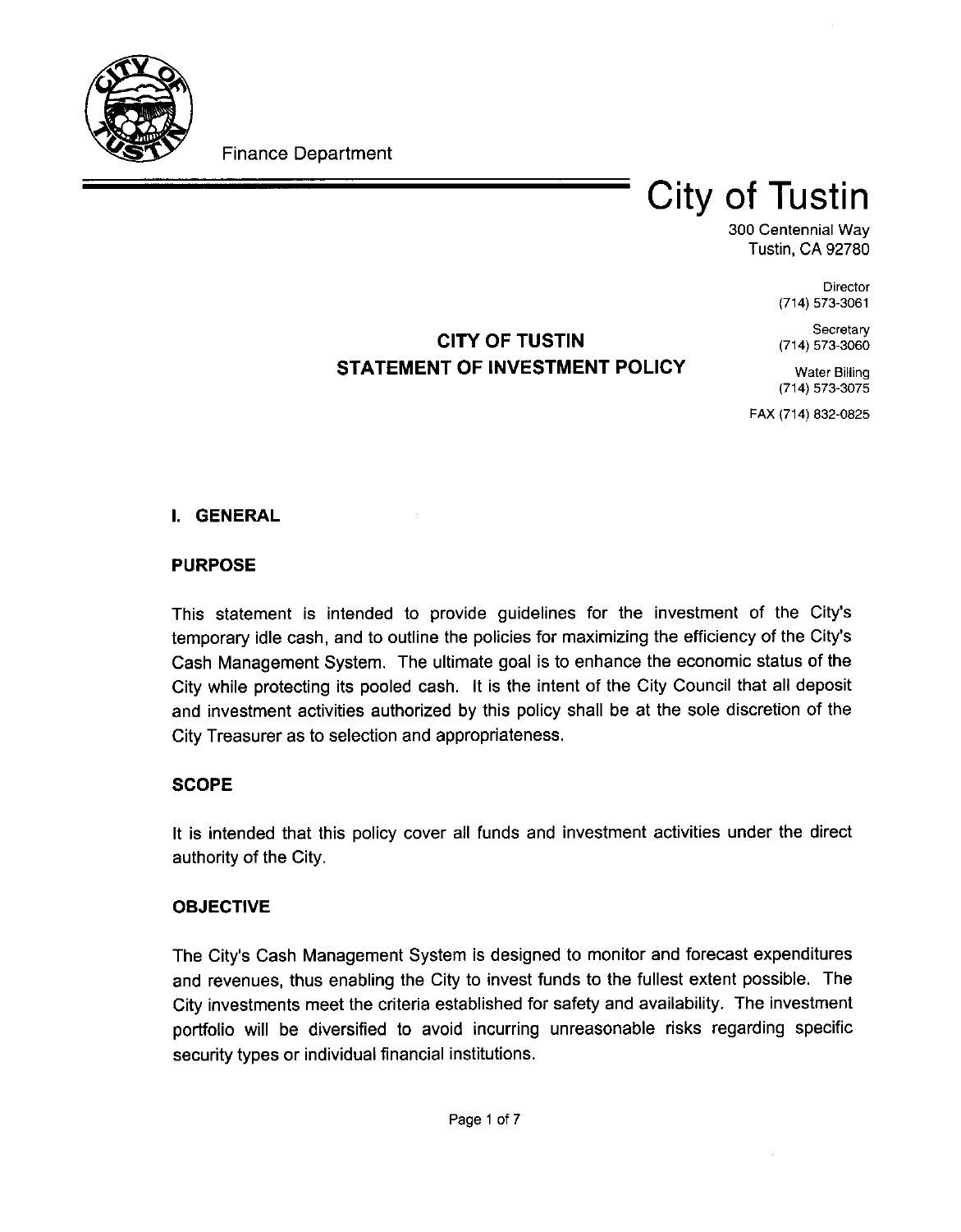Finance Department

# City of Tustin

300 Centennial Way
Tustin, CA 92780

Director
(714) 573-3061

Secretary
(714) 573-3060

Water Billing
(714) 573-3075

FAX (714) 832-0825

## CITY OF TUSTIN
## STATEMENT OF INVESTMENT POLICY

### I. GENERAL

#### PURPOSE

This statement is intended to provide guidelines for the investment of the City's temporary idle cash, and to outline the policies for maximizing the efficiency of the City's Cash Management System. The ultimate goal is to enhance the economic status of the City while protecting its pooled cash. It is the intent of the City Council that all deposit and investment activities authorized by this policy shall be at the sole discretion of the City Treasurer as to selection and appropriateness.

#### SCOPE

It is intended that this policy cover all funds and investment activities under the direct authority of the City.

#### OBJECTIVE

The City's Cash Management System is designed to monitor and forecast expenditures and revenues, thus enabling the City to invest funds to the fullest extent possible. The City investments meet the criteria established for safety and availability. The investment portfolio will be diversified to avoid incurring unreasonable risks regarding specific security types or individual financial institutions.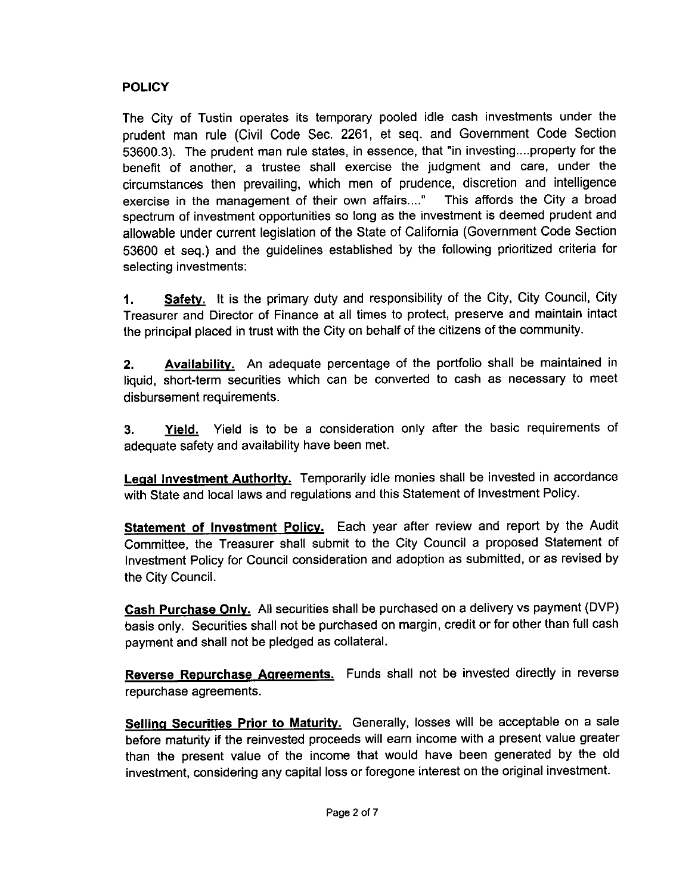## POLICY

The City of Tustin operates its temporary pooled idle cash investments under the prudent man rule (Civil Code Sec. 2261, et seq. and Government Code Section 53600.3). The prudent man rule states, in essence, that "in investing....property for the benefit of another, a trustee shall exercise the judgment and care, under the circumstances then prevailing, which men of prudence, discretion and intelligence exercise in the management of their own affairs...." This affords the City a broad spectrum of investment opportunities so long as the investment is deemed prudent and allowable under current legislation of the State of California (Government Code Section 53600 et seq.) and the guidelines established by the following prioritized criteria for selecting investments:

1. **Safety.** It is the primary duty and responsibility of the City, City Council, City Treasurer and Director of Finance at all times to protect, preserve and maintain intact the principal placed in trust with the City on behalf of the citizens of the community.

2. **Availability.** An adequate percentage of the portfolio shall be maintained in liquid, short-term securities which can be converted to cash as necessary to meet disbursement requirements.

3. **Yield.** Yield is to be a consideration only after the basic requirements of adequate safety and availability have been met.

**Legal Investment Authority.** Temporarily idle monies shall be invested in accordance with State and local laws and regulations and this Statement of Investment Policy.

**Statement of Investment Policy.** Each year after review and report by the Audit Committee, the Treasurer shall submit to the City Council a proposed Statement of Investment Policy for Council consideration and adoption as submitted, or as revised by the City Council.

**Cash Purchase Only.** All securities shall be purchased on a delivery vs payment (DVP) basis only. Securities shall not be purchased on margin, credit or for other than full cash payment and shall not be pledged as collateral.

**Reverse Repurchase Agreements.** Funds shall not be invested directly in reverse repurchase agreements.

**Selling Securities Prior to Maturity.** Generally, losses will be acceptable on a sale before maturity if the reinvested proceeds will earn income with a present value greater than the present value of the income that would have been generated by the old investment, considering any capital loss or foregone interest on the original investment.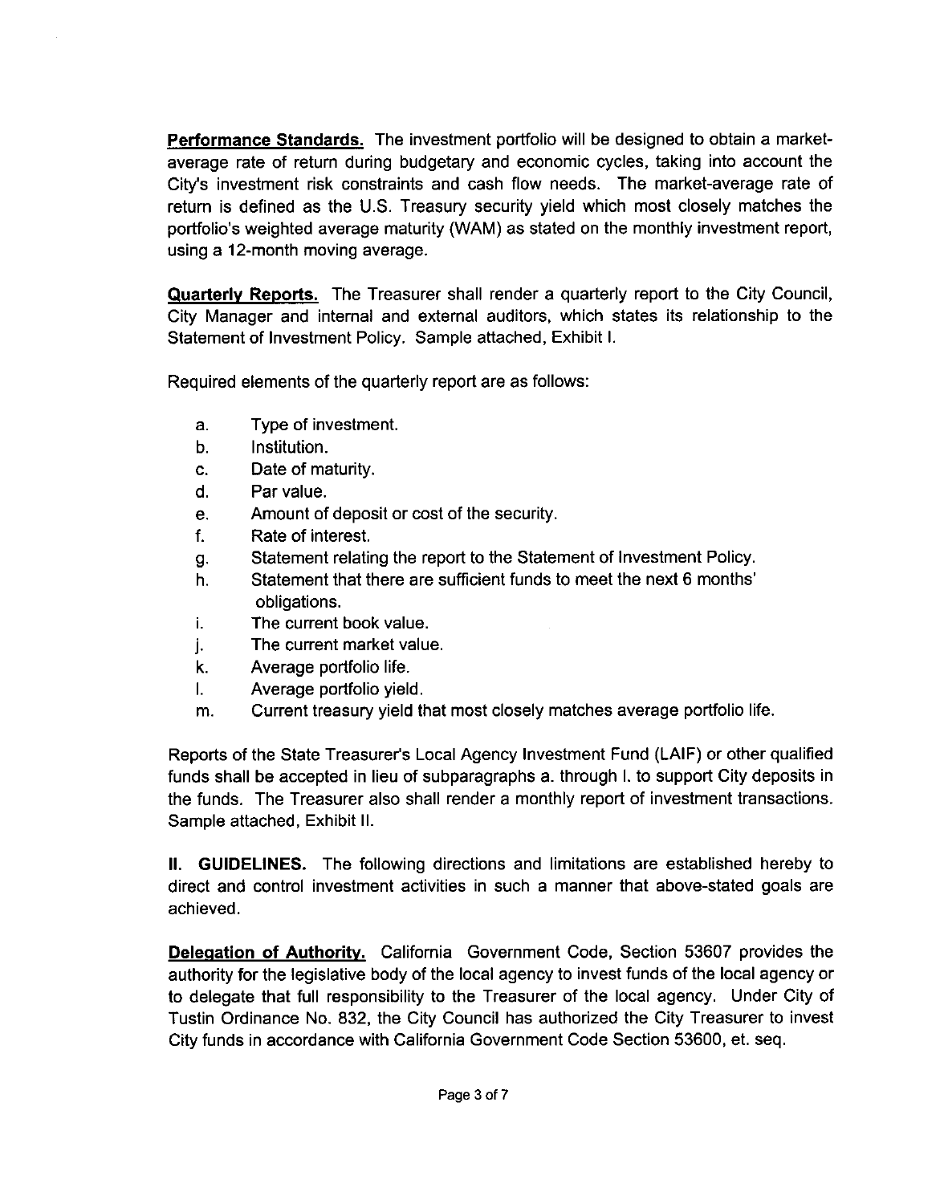**Performance Standards.** The investment portfolio will be designed to obtain a market-average rate of return during budgetary and economic cycles, taking into account the City's investment risk constraints and cash flow needs. The market-average rate of return is defined as the U.S. Treasury security yield which most closely matches the portfolio's weighted average maturity (WAM) as stated on the monthly investment report, using a 12-month moving average.

**Quarterly Reports.** The Treasurer shall render a quarterly report to the City Council, City Manager and internal and external auditors, which states its relationship to the Statement of Investment Policy. Sample attached, Exhibit I.

Required elements of the quarterly report are as follows:

a. Type of investment.
b. Institution.
c. Date of maturity.
d. Par value.
e. Amount of deposit or cost of the security.
f. Rate of interest.
g. Statement relating the report to the Statement of Investment Policy.
h. Statement that there are sufficient funds to meet the next 6 months' obligations.
i. The current book value.
j. The current market value.
k. Average portfolio life.
l. Average portfolio yield.
m. Current treasury yield that most closely matches average portfolio life.

Reports of the State Treasurer's Local Agency Investment Fund (LAIF) or other qualified funds shall be accepted in lieu of subparagraphs a. through l. to support City deposits in the funds. The Treasurer also shall render a monthly report of investment transactions. Sample attached, Exhibit II.

**II. GUIDELINES.** The following directions and limitations are established hereby to direct and control investment activities in such a manner that above-stated goals are achieved.

**Delegation of Authority.** California Government Code, Section 53607 provides the authority for the legislative body of the local agency to invest funds of the local agency or to delegate that full responsibility to the Treasurer of the local agency. Under City of Tustin Ordinance No. 832, the City Council has authorized the City Treasurer to invest City funds in accordance with California Government Code Section 53600, et. seq.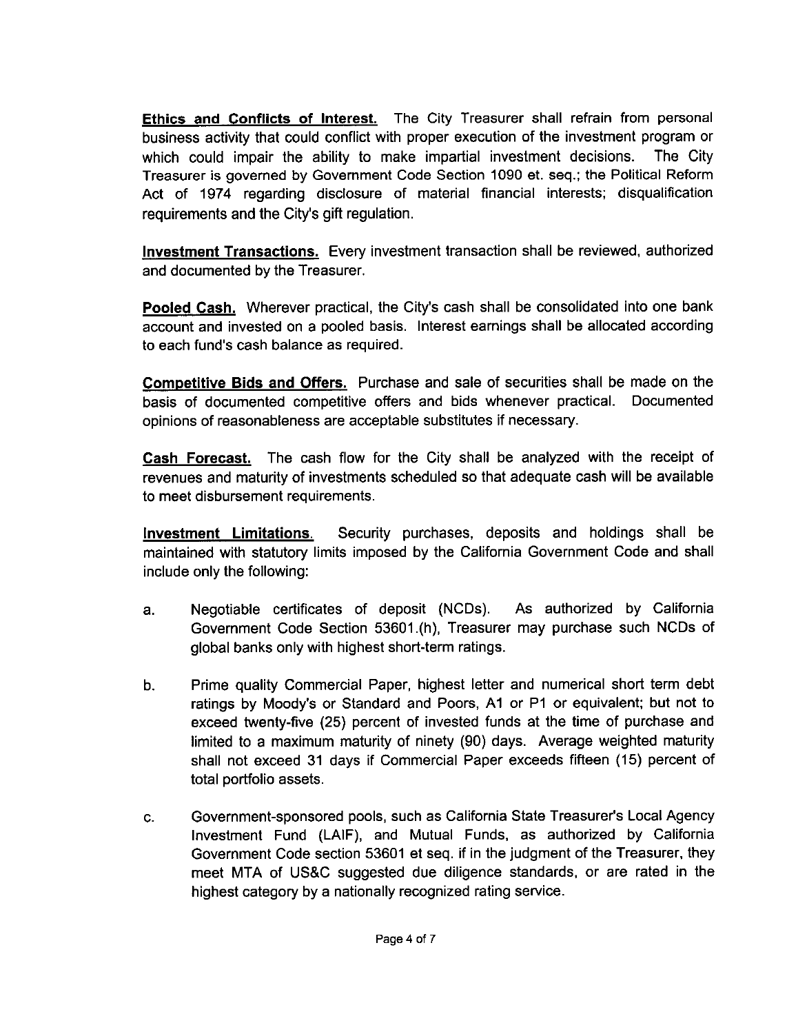**Ethics and Conflicts of Interest.** The City Treasurer shall refrain from personal business activity that could conflict with proper execution of the investment program or which could impair the ability to make impartial investment decisions. The City Treasurer is governed by Government Code Section 1090 et. seq.; the Political Reform Act of 1974 regarding disclosure of material financial interests; disqualification requirements and the City's gift regulation.

**Investment Transactions.** Every investment transaction shall be reviewed, authorized and documented by the Treasurer.

**Pooled Cash.** Wherever practical, the City's cash shall be consolidated into one bank account and invested on a pooled basis. Interest earnings shall be allocated according to each fund's cash balance as required.

**Competitive Bids and Offers.** Purchase and sale of securities shall be made on the basis of documented competitive offers and bids whenever practical. Documented opinions of reasonableness are acceptable substitutes if necessary.

**Cash Forecast.** The cash flow for the City shall be analyzed with the receipt of revenues and maturity of investments scheduled so that adequate cash will be available to meet disbursement requirements.

**Investment Limitations.** Security purchases, deposits and holdings shall be maintained with statutory limits imposed by the California Government Code and shall include only the following:

a. Negotiable certificates of deposit (NCDs). As authorized by California Government Code Section 53601.(h), Treasurer may purchase such NCDs of global banks only with highest short-term ratings.

b. Prime quality Commercial Paper, highest letter and numerical short term debt ratings by Moody's or Standard and Poors, A1 or P1 or equivalent; but not to exceed twenty-five (25) percent of invested funds at the time of purchase and limited to a maximum maturity of ninety (90) days. Average weighted maturity shall not exceed 31 days if Commercial Paper exceeds fifteen (15) percent of total portfolio assets.

c. Government-sponsored pools, such as California State Treasurer's Local Agency Investment Fund (LAIF), and Mutual Funds, as authorized by California Government Code section 53601 et seq. if in the judgment of the Treasurer, they meet MTA of US&C suggested due diligence standards, or are rated in the highest category by a nationally recognized rating service.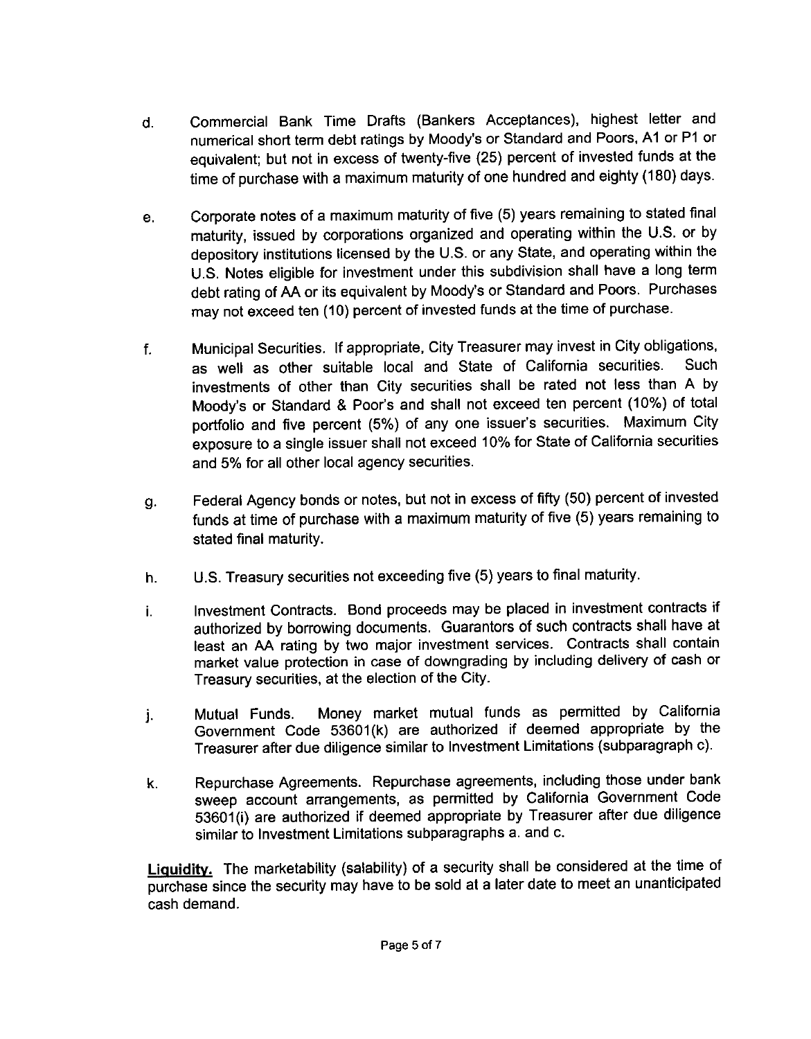d. Commercial Bank Time Drafts (Bankers Acceptances), highest letter and numerical short term debt ratings by Moody's or Standard and Poors, A1 or P1 or equivalent; but not in excess of twenty-five (25) percent of invested funds at the time of purchase with a maximum maturity of one hundred and eighty (180) days.

e. Corporate notes of a maximum maturity of five (5) years remaining to stated final maturity, issued by corporations organized and operating within the U.S. or by depository institutions licensed by the U.S. or any State, and operating within the U.S. Notes eligible for investment under this subdivision shall have a long term debt rating of AA or its equivalent by Moody's or Standard and Poors. Purchases may not exceed ten (10) percent of invested funds at the time of purchase.

f. Municipal Securities. If appropriate, City Treasurer may invest in City obligations, as well as other suitable local and State of California securities. Such investments of other than City securities shall be rated not less than A by Moody's or Standard & Poor's and shall not exceed ten percent (10%) of total portfolio and five percent (5%) of any one issuer's securities. Maximum City exposure to a single issuer shall not exceed 10% for State of California securities and 5% for all other local agency securities.

g. Federal Agency bonds or notes, but not in excess of fifty (50) percent of invested funds at time of purchase with a maximum maturity of five (5) years remaining to stated final maturity.

h. U.S. Treasury securities not exceeding five (5) years to final maturity.

i. Investment Contracts. Bond proceeds may be placed in investment contracts if authorized by borrowing documents. Guarantors of such contracts shall have at least an AA rating by two major investment services. Contracts shall contain market value protection in case of downgrading by including delivery of cash or Treasury securities, at the election of the City.

j. Mutual Funds. Money market mutual funds as permitted by California Government Code 53601(k) are authorized if deemed appropriate by the Treasurer after due diligence similar to Investment Limitations (subparagraph c).

k. Repurchase Agreements. Repurchase agreements, including those under bank sweep account arrangements, as permitted by California Government Code 53601(i) are authorized if deemed appropriate by Treasurer after due diligence similar to Investment Limitations subparagraphs a. and c.

**Liquidity.** The marketability (salability) of a security shall be considered at the time of purchase since the security may have to be sold at a later date to meet an unanticipated cash demand.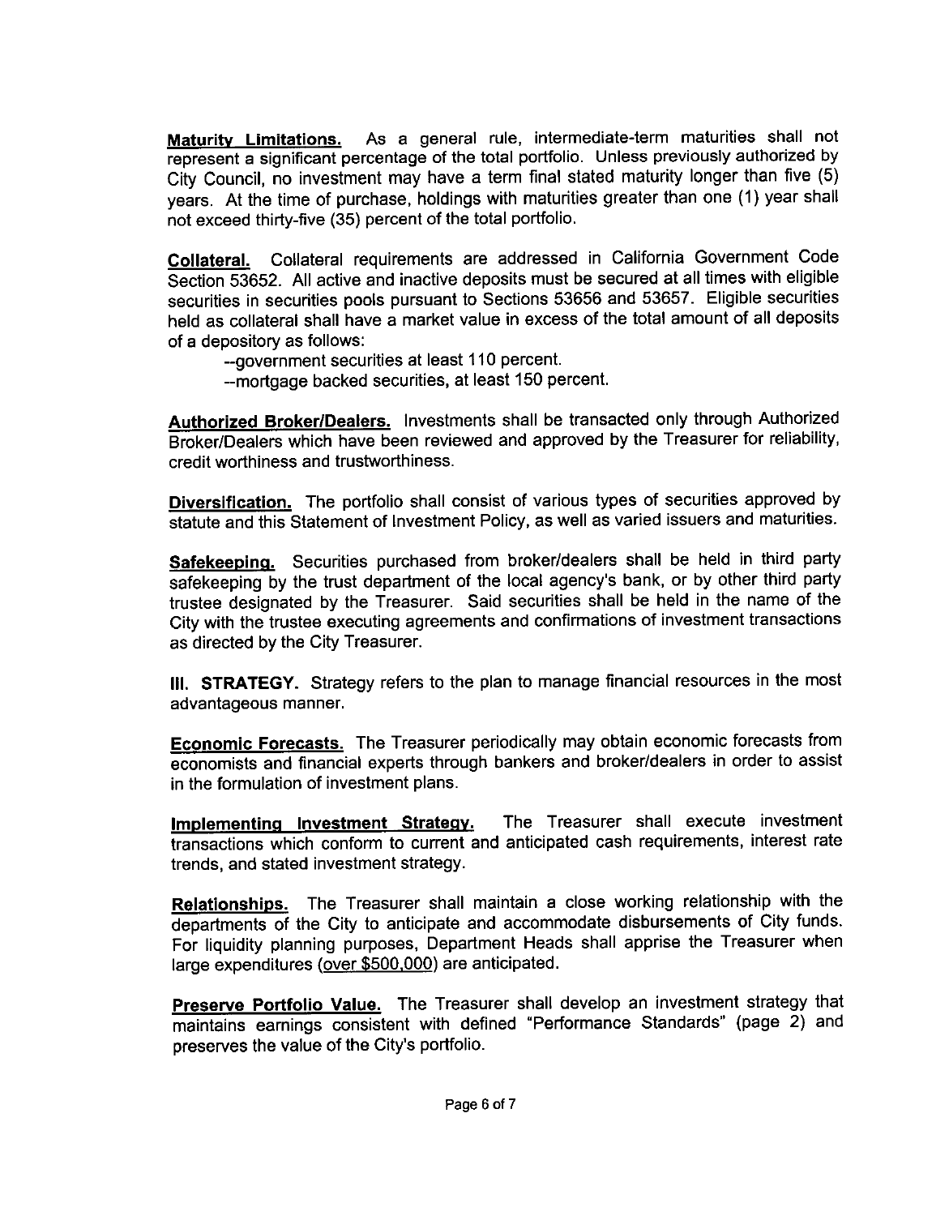**Maturity Limitations.** As a general rule, intermediate-term maturities shall not represent a significant percentage of the total portfolio. Unless previously authorized by City Council, no investment may have a term final stated maturity longer than five (5) years. At the time of purchase, holdings with maturities greater than one (1) year shall not exceed thirty-five (35) percent of the total portfolio.

**Collateral.** Collateral requirements are addressed in California Government Code Section 53652. All active and inactive deposits must be secured at all times with eligible securities in securities pools pursuant to Sections 53656 and 53657. Eligible securities held as collateral shall have a market value in excess of the total amount of all deposits of a depository as follows:

--government securities at least 110 percent.
--mortgage backed securities, at least 150 percent.

**Authorized Broker/Dealers.** Investments shall be transacted only through Authorized Broker/Dealers which have been reviewed and approved by the Treasurer for reliability, credit worthiness and trustworthiness.

**Diversification.** The portfolio shall consist of various types of securities approved by statute and this Statement of Investment Policy, as well as varied issuers and maturities.

**Safekeeping.** Securities purchased from broker/dealers shall be held in third party safekeeping by the trust department of the local agency's bank, or by other third party trustee designated by the Treasurer. Said securities shall be held in the name of the City with the trustee executing agreements and confirmations of investment transactions as directed by the City Treasurer.

**III. STRATEGY.** Strategy refers to the plan to manage financial resources in the most advantageous manner.

**Economic Forecasts.** The Treasurer periodically may obtain economic forecasts from economists and financial experts through bankers and broker/dealers in order to assist in the formulation of investment plans.

**Implementing Investment Strategy.** The Treasurer shall execute investment transactions which conform to current and anticipated cash requirements, interest rate trends, and stated investment strategy.

**Relationships.** The Treasurer shall maintain a close working relationship with the departments of the City to anticipate and accommodate disbursements of City funds. For liquidity planning purposes, Department Heads shall apprise the Treasurer when large expenditures (over $500,000) are anticipated.

**Preserve Portfolio Value.** The Treasurer shall develop an investment strategy that maintains earnings consistent with defined "Performance Standards" (page 2) and preserves the value of the City's portfolio.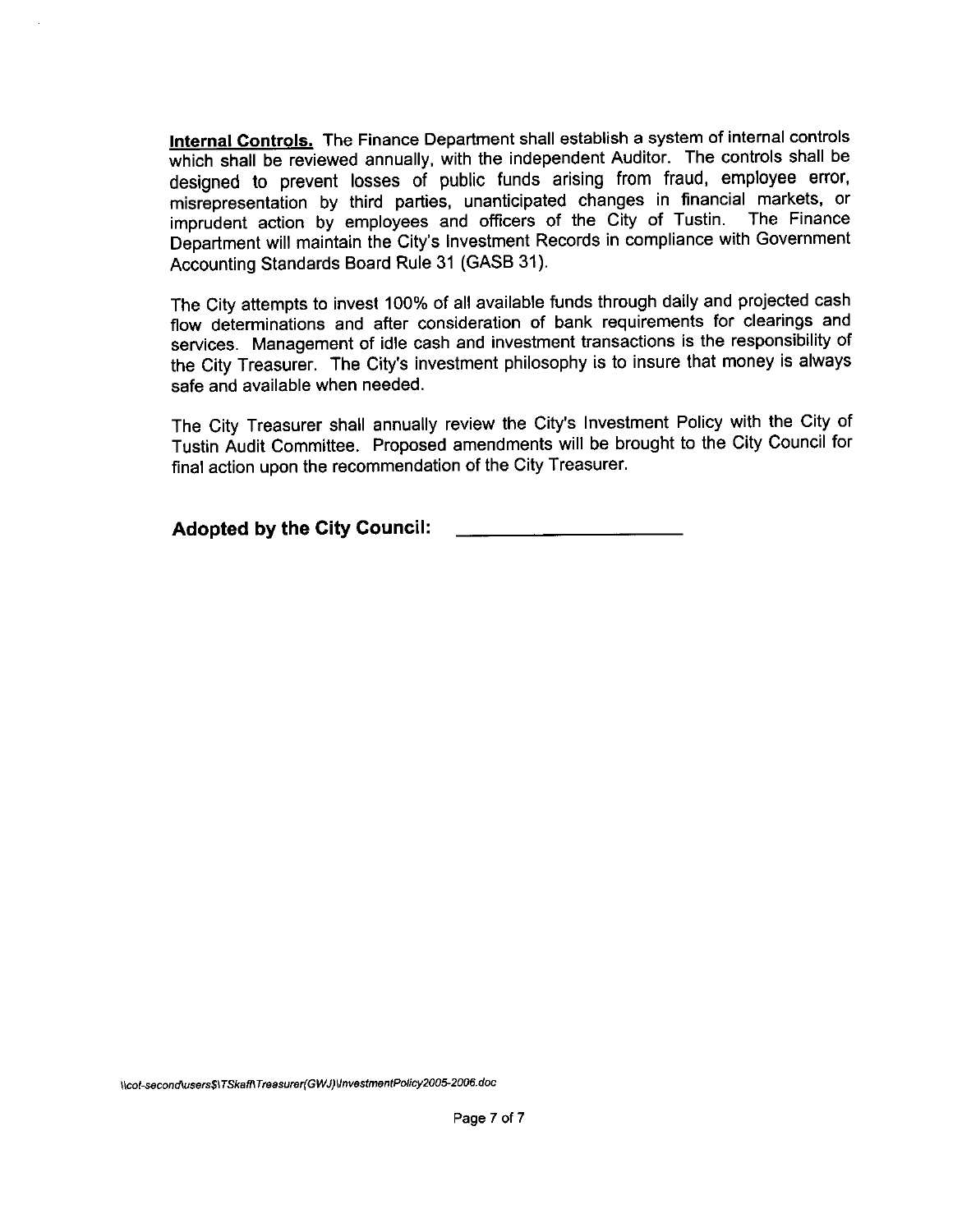**Internal Controls.** The Finance Department shall establish a system of internal controls which shall be reviewed annually, with the independent Auditor. The controls shall be designed to prevent losses of public funds arising from fraud, employee error, misrepresentation by third parties, unanticipated changes in financial markets, or imprudent action by employees and officers of the City of Tustin. The Finance Department will maintain the City's Investment Records in compliance with Government Accounting Standards Board Rule 31 (GASB 31).

The City attempts to invest 100% of all available funds through daily and projected cash flow determinations and after consideration of bank requirements for clearings and services. Management of idle cash and investment transactions is the responsibility of the City Treasurer. The City's investment philosophy is to insure that money is always safe and available when needed.

The City Treasurer shall annually review the City's Investment Policy with the City of Tustin Audit Committee. Proposed amendments will be brought to the City Council for final action upon the recommendation of the City Treasurer.

**Adopted by the City Council:** ____________________

*\\cot-second\users$\TSkaff\Treasurer(GWJ)\InvestmentPolicy2005-2006.doc*